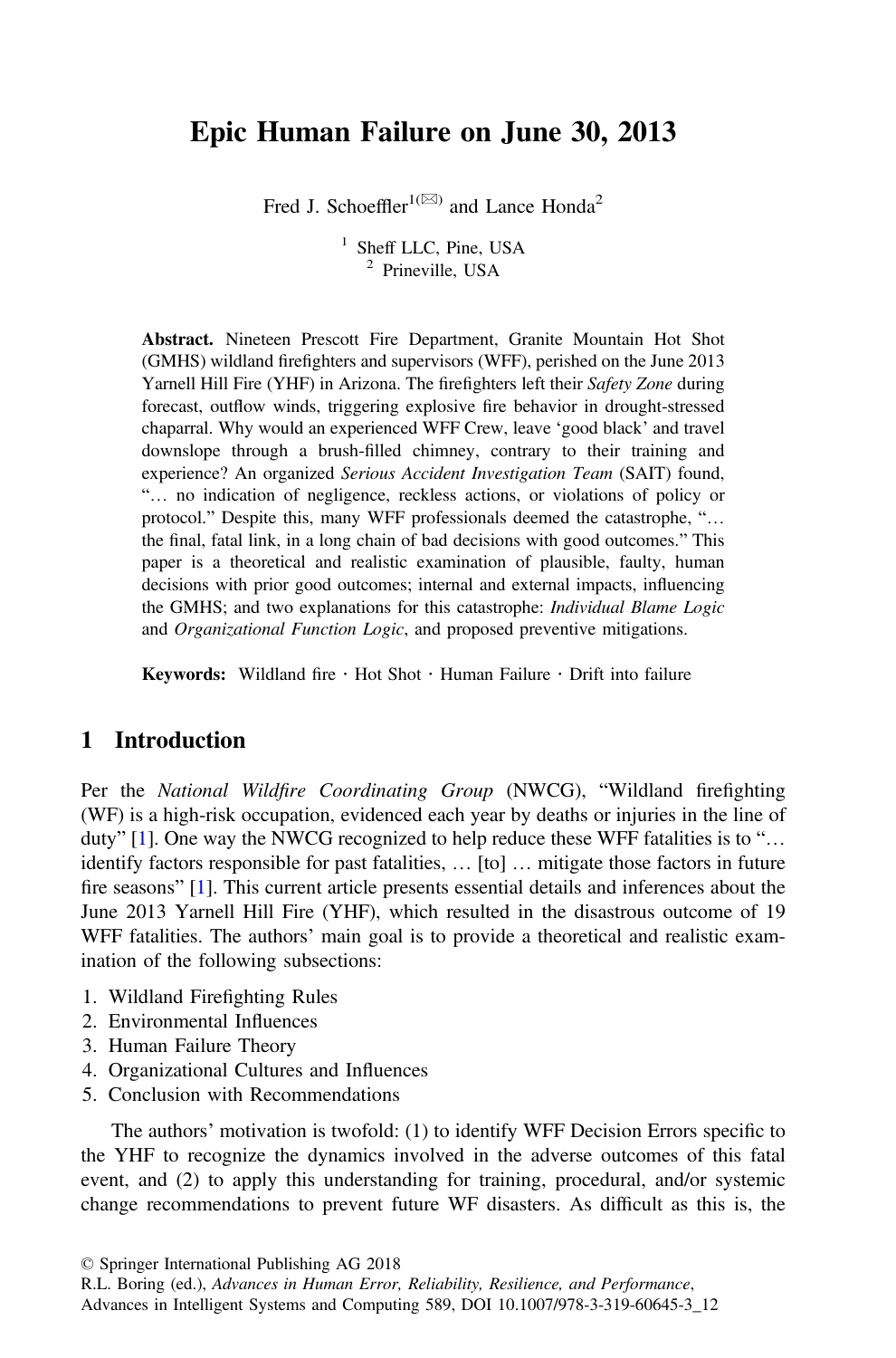# Epic Human Failure on June 30, 2013

Fred J. Schoeffler[1(✉)] and Lance Honda[2]

[1] Sheff LLC, Pine, USA
[2] Prineville, USA

**Abstract.** Nineteen Prescott Fire Department, Granite Mountain Hot Shot (GMHS) wildland firefighters and supervisors (WFF), perished on the June 2013 Yarnell Hill Fire (YHF) in Arizona. The firefighters left their *Safety Zone* during forecast, outflow winds, triggering explosive fire behavior in drought-stressed chaparral. Why would an experienced WFF Crew, leave 'good black' and travel downslope through a brush-filled chimney, contrary to their training and experience? An organized *Serious Accident Investigation Team* (SAIT) found, "… no indication of negligence, reckless actions, or violations of policy or protocol." Despite this, many WFF professionals deemed the catastrophe, "… the final, fatal link, in a long chain of bad decisions with good outcomes." This paper is a theoretical and realistic examination of plausible, faulty, human decisions with prior good outcomes; internal and external impacts, influencing the GMHS; and two explanations for this catastrophe: *Individual Blame Logic* and *Organizational Function Logic*, and proposed preventive mitigations.

**Keywords:** Wildland fire · Hot Shot · Human Failure · Drift into failure

## 1 Introduction

Per the *National Wildfire Coordinating Group* (NWCG), "Wildland firefighting (WF) is a high-risk occupation, evidenced each year by deaths or injuries in the line of duty" [1]. One way the NWCG recognized to help reduce these WFF fatalities is to "… identify factors responsible for past fatalities, … [to] … mitigate those factors in future fire seasons" [1]. This current article presents essential details and inferences about the June 2013 Yarnell Hill Fire (YHF), which resulted in the disastrous outcome of 19 WFF fatalities. The authors' main goal is to provide a theoretical and realistic examination of the following subsections:

1. Wildland Firefighting Rules
2. Environmental Influences
3. Human Failure Theory
4. Organizational Cultures and Influences
5. Conclusion with Recommendations

The authors' motivation is twofold: (1) to identify WFF Decision Errors specific to the YHF to recognize the dynamics involved in the adverse outcomes of this fatal event, and (2) to apply this understanding for training, procedural, and/or systemic change recommendations to prevent future WF disasters. As difficult as this is, the

© Springer International Publishing AG 2018
R.L. Boring (ed.), *Advances in Human Error, Reliability, Resilience, and Performance*, Advances in Intelligent Systems and Computing 589, DOI 10.1007/978-3-319-60645-3_12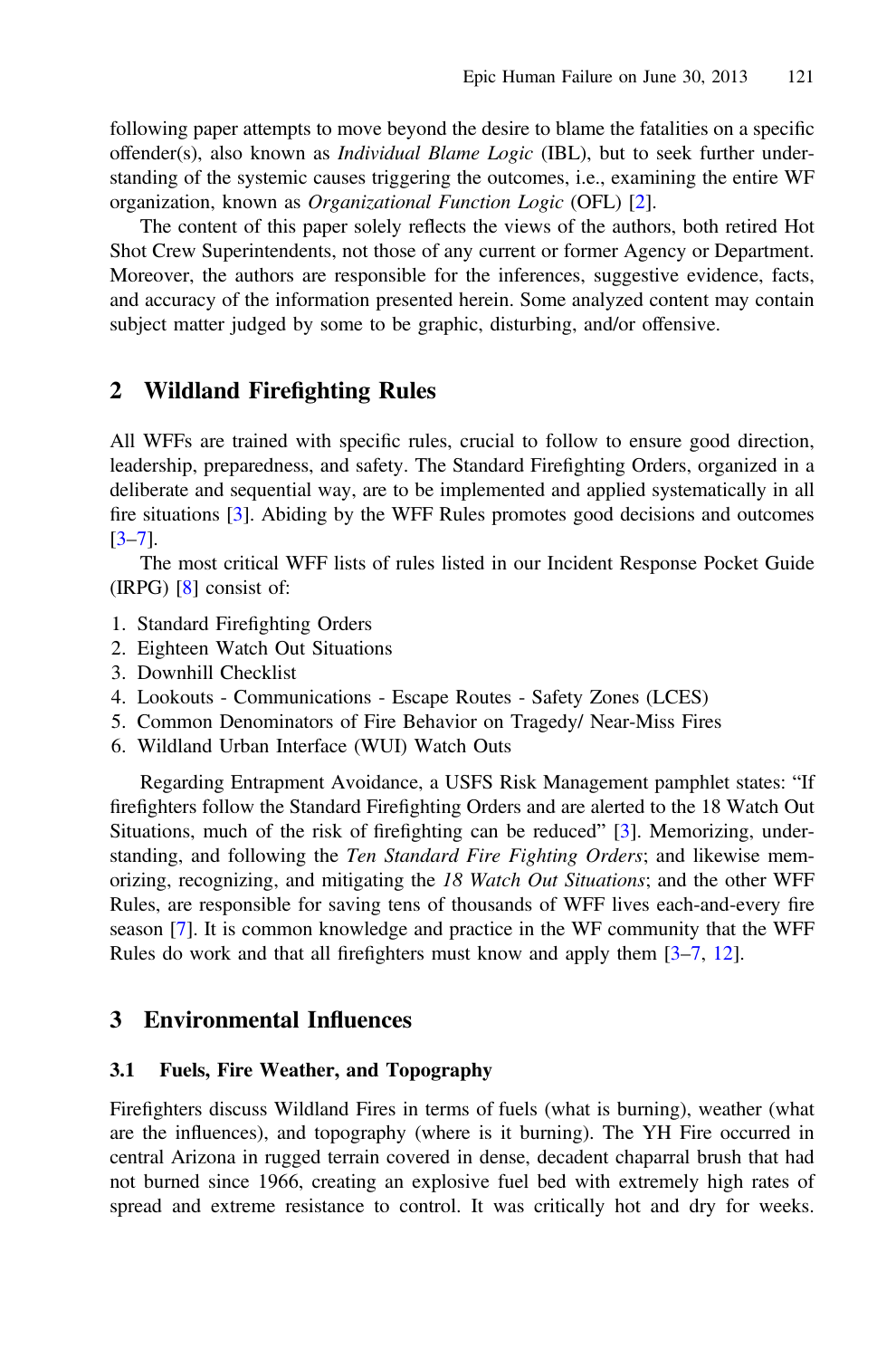following paper attempts to move beyond the desire to blame the fatalities on a specific offender(s), also known as *Individual Blame Logic* (IBL), but to seek further understanding of the systemic causes triggering the outcomes, i.e., examining the entire WF organization, known as *Organizational Function Logic* (OFL) [2].

The content of this paper solely reflects the views of the authors, both retired Hot Shot Crew Superintendents, not those of any current or former Agency or Department. Moreover, the authors are responsible for the inferences, suggestive evidence, facts, and accuracy of the information presented herein. Some analyzed content may contain subject matter judged by some to be graphic, disturbing, and/or offensive.

## 2 Wildland Firefighting Rules

All WFFs are trained with specific rules, crucial to follow to ensure good direction, leadership, preparedness, and safety. The Standard Firefighting Orders, organized in a deliberate and sequential way, are to be implemented and applied systematically in all fire situations [3]. Abiding by the WFF Rules promotes good decisions and outcomes [3–7].

The most critical WFF lists of rules listed in our Incident Response Pocket Guide (IRPG) [8] consist of:

1. Standard Firefighting Orders
2. Eighteen Watch Out Situations
3. Downhill Checklist
4. Lookouts - Communications - Escape Routes - Safety Zones (LCES)
5. Common Denominators of Fire Behavior on Tragedy/ Near-Miss Fires
6. Wildland Urban Interface (WUI) Watch Outs

Regarding Entrapment Avoidance, a USFS Risk Management pamphlet states: "If firefighters follow the Standard Firefighting Orders and are alerted to the 18 Watch Out Situations, much of the risk of firefighting can be reduced" [3]. Memorizing, understanding, and following the *Ten Standard Fire Fighting Orders*; and likewise memorizing, recognizing, and mitigating the *18 Watch Out Situations*; and the other WFF Rules, are responsible for saving tens of thousands of WFF lives each-and-every fire season [7]. It is common knowledge and practice in the WF community that the WFF Rules do work and that all firefighters must know and apply them [3–7, 12].

## 3 Environmental Influences

### 3.1 Fuels, Fire Weather, and Topography

Firefighters discuss Wildland Fires in terms of fuels (what is burning), weather (what are the influences), and topography (where is it burning). The YH Fire occurred in central Arizona in rugged terrain covered in dense, decadent chaparral brush that had not burned since 1966, creating an explosive fuel bed with extremely high rates of spread and extreme resistance to control. It was critically hot and dry for weeks.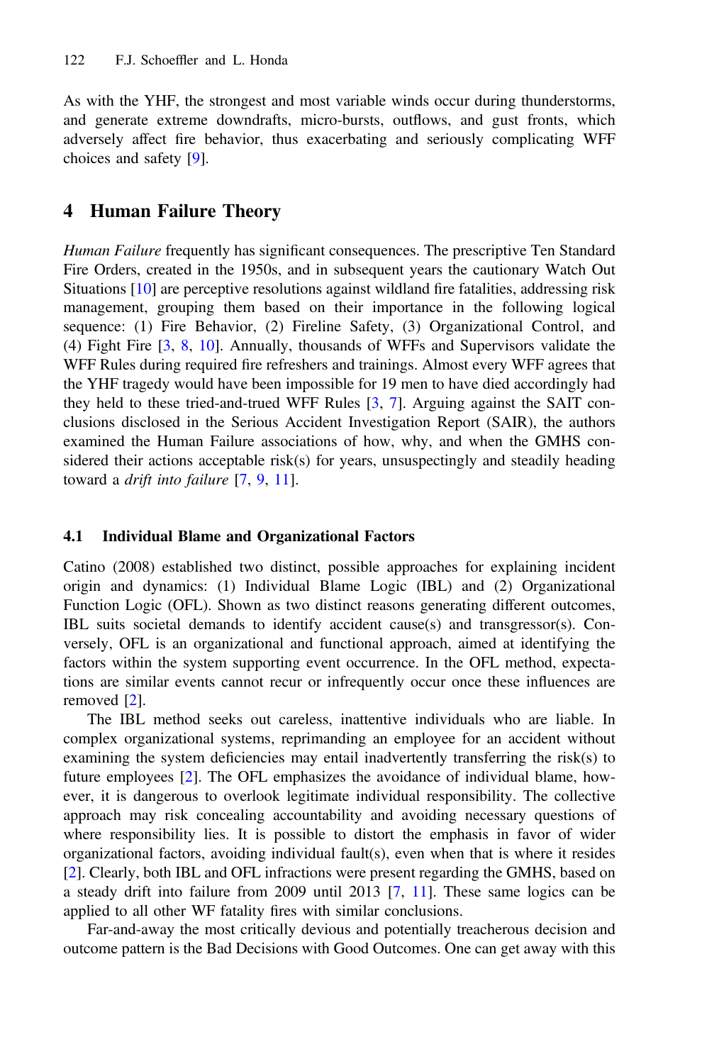As with the YHF, the strongest and most variable winds occur during thunderstorms, and generate extreme downdrafts, micro-bursts, outflows, and gust fronts, which adversely affect fire behavior, thus exacerbating and seriously complicating WFF choices and safety [9].

## 4 Human Failure Theory

*Human Failure* frequently has significant consequences. The prescriptive Ten Standard Fire Orders, created in the 1950s, and in subsequent years the cautionary Watch Out Situations [10] are perceptive resolutions against wildland fire fatalities, addressing risk management, grouping them based on their importance in the following logical sequence: (1) Fire Behavior, (2) Fireline Safety, (3) Organizational Control, and (4) Fight Fire [3, 8, 10]. Annually, thousands of WFFs and Supervisors validate the WFF Rules during required fire refreshers and trainings. Almost every WFF agrees that the YHF tragedy would have been impossible for 19 men to have died accordingly had they held to these tried-and-trued WFF Rules [3, 7]. Arguing against the SAIT conclusions disclosed in the Serious Accident Investigation Report (SAIR), the authors examined the Human Failure associations of how, why, and when the GMHS considered their actions acceptable risk(s) for years, unsuspectingly and steadily heading toward a *drift into failure* [7, 9, 11].

### 4.1 Individual Blame and Organizational Factors

Catino (2008) established two distinct, possible approaches for explaining incident origin and dynamics: (1) Individual Blame Logic (IBL) and (2) Organizational Function Logic (OFL). Shown as two distinct reasons generating different outcomes, IBL suits societal demands to identify accident cause(s) and transgressor(s). Conversely, OFL is an organizational and functional approach, aimed at identifying the factors within the system supporting event occurrence. In the OFL method, expectations are similar events cannot recur or infrequently occur once these influences are removed [2].

The IBL method seeks out careless, inattentive individuals who are liable. In complex organizational systems, reprimanding an employee for an accident without examining the system deficiencies may entail inadvertently transferring the risk(s) to future employees [2]. The OFL emphasizes the avoidance of individual blame, however, it is dangerous to overlook legitimate individual responsibility. The collective approach may risk concealing accountability and avoiding necessary questions of where responsibility lies. It is possible to distort the emphasis in favor of wider organizational factors, avoiding individual fault(s), even when that is where it resides [2]. Clearly, both IBL and OFL infractions were present regarding the GMHS, based on a steady drift into failure from 2009 until 2013 [7, 11]. These same logics can be applied to all other WF fatality fires with similar conclusions.

Far-and-away the most critically devious and potentially treacherous decision and outcome pattern is the Bad Decisions with Good Outcomes. One can get away with this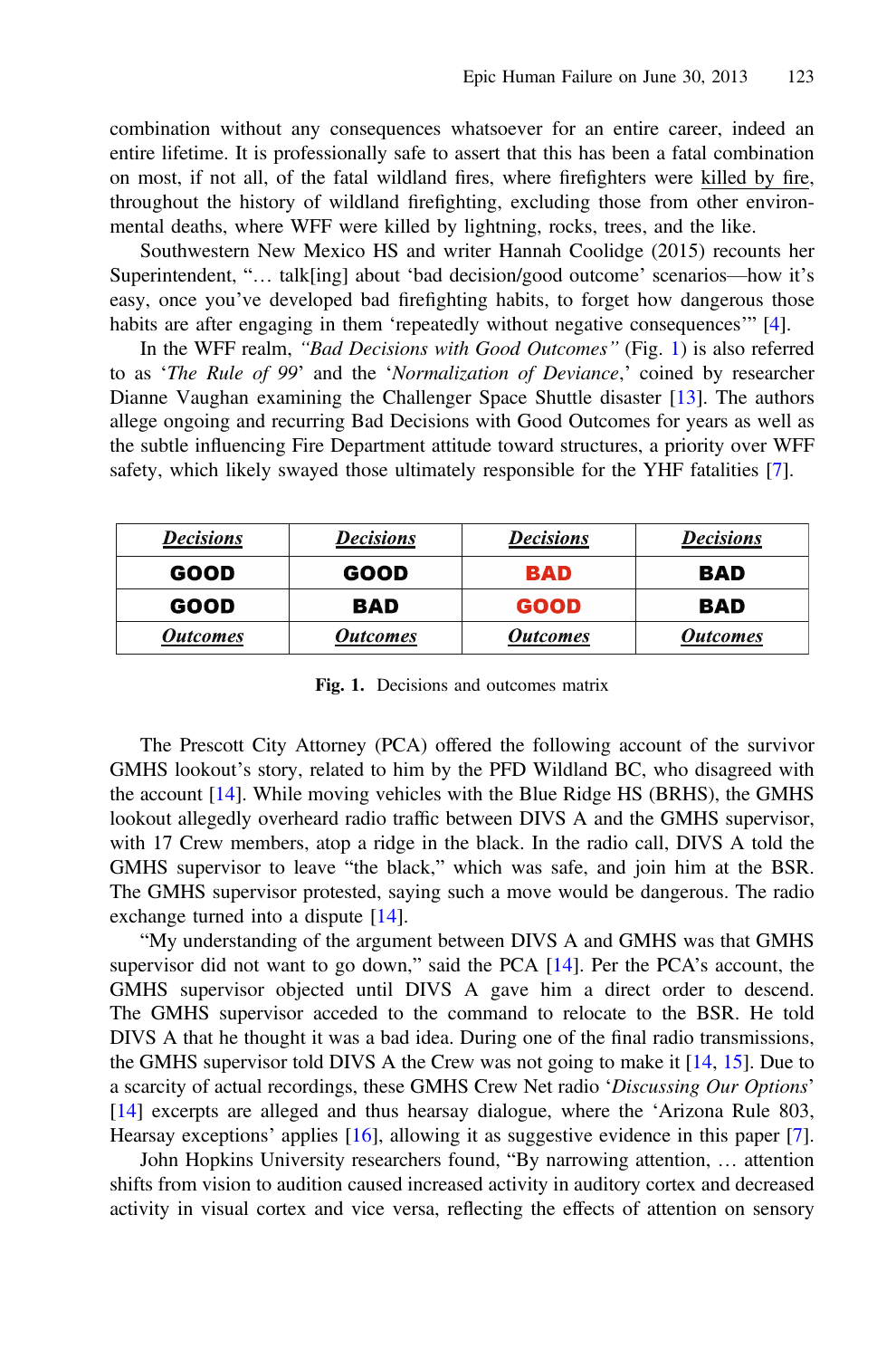combination without any consequences whatsoever for an entire career, indeed an entire lifetime. It is professionally safe to assert that this has been a fatal combination on most, if not all, of the fatal wildland fires, where firefighters were killed by fire, throughout the history of wildland firefighting, excluding those from other environmental deaths, where WFF were killed by lightning, rocks, trees, and the like.

Southwestern New Mexico HS and writer Hannah Coolidge (2015) recounts her Superintendent, "… talk[ing] about 'bad decision/good outcome' scenarios—how it's easy, once you've developed bad firefighting habits, to forget how dangerous those habits are after engaging in them 'repeatedly without negative consequences'" [4].

In the WFF realm, *"Bad Decisions with Good Outcomes"* (Fig. 1) is also referred to as '*The Rule of 99*' and the '*Normalization of Deviance*,' coined by researcher Dianne Vaughan examining the Challenger Space Shuttle disaster [13]. The authors allege ongoing and recurring Bad Decisions with Good Outcomes for years as well as the subtle influencing Fire Department attitude toward structures, a priority over WFF safety, which likely swayed those ultimately responsible for the YHF fatalities [7].

| ***Decisions*** | ***Decisions*** | ***Decisions*** | ***Decisions*** |
|---|---|---|---|
| **GOOD** | **GOOD** | **BAD** | **BAD** |
| **GOOD** | **BAD** | **GOOD** | **BAD** |
| ***Outcomes*** | ***Outcomes*** | ***Outcomes*** | ***Outcomes*** |

**Fig. 1.** Decisions and outcomes matrix

The Prescott City Attorney (PCA) offered the following account of the survivor GMHS lookout's story, related to him by the PFD Wildland BC, who disagreed with the account [14]. While moving vehicles with the Blue Ridge HS (BRHS), the GMHS lookout allegedly overheard radio traffic between DIVS A and the GMHS supervisor, with 17 Crew members, atop a ridge in the black. In the radio call, DIVS A told the GMHS supervisor to leave "the black," which was safe, and join him at the BSR. The GMHS supervisor protested, saying such a move would be dangerous. The radio exchange turned into a dispute [14].

"My understanding of the argument between DIVS A and GMHS was that GMHS supervisor did not want to go down," said the PCA [14]. Per the PCA's account, the GMHS supervisor objected until DIVS A gave him a direct order to descend. The GMHS supervisor acceded to the command to relocate to the BSR. He told DIVS A that he thought it was a bad idea. During one of the final radio transmissions, the GMHS supervisor told DIVS A the Crew was not going to make it [14, 15]. Due to a scarcity of actual recordings, these GMHS Crew Net radio '*Discussing Our Options*' [14] excerpts are alleged and thus hearsay dialogue, where the 'Arizona Rule 803, Hearsay exceptions' applies [16], allowing it as suggestive evidence in this paper [7].

John Hopkins University researchers found, "By narrowing attention, … attention shifts from vision to audition caused increased activity in auditory cortex and decreased activity in visual cortex and vice versa, reflecting the effects of attention on sensory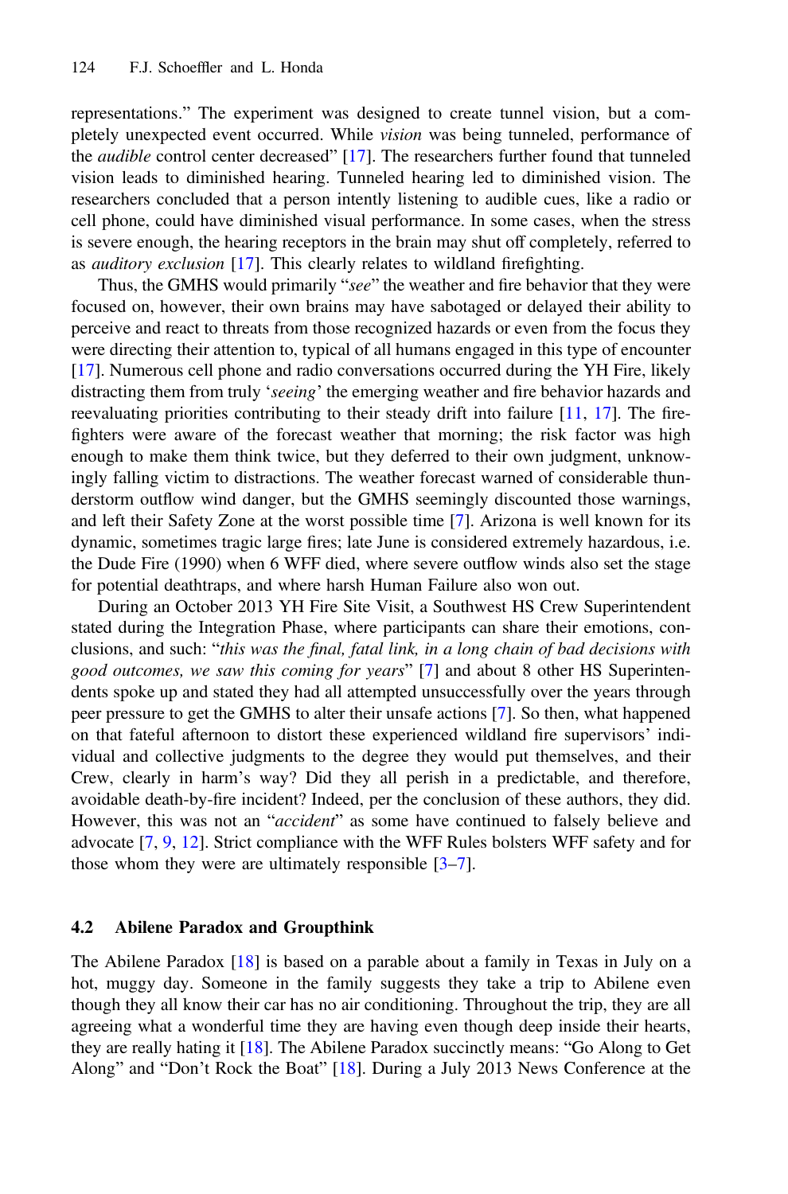representations." The experiment was designed to create tunnel vision, but a completely unexpected event occurred. While *vision* was being tunneled, performance of the *audible* control center decreased" [17]. The researchers further found that tunneled vision leads to diminished hearing. Tunneled hearing led to diminished vision. The researchers concluded that a person intently listening to audible cues, like a radio or cell phone, could have diminished visual performance. In some cases, when the stress is severe enough, the hearing receptors in the brain may shut off completely, referred to as *auditory exclusion* [17]. This clearly relates to wildland firefighting.

Thus, the GMHS would primarily "*see*" the weather and fire behavior that they were focused on, however, their own brains may have sabotaged or delayed their ability to perceive and react to threats from those recognized hazards or even from the focus they were directing their attention to, typical of all humans engaged in this type of encounter [17]. Numerous cell phone and radio conversations occurred during the YH Fire, likely distracting them from truly '*seeing*' the emerging weather and fire behavior hazards and reevaluating priorities contributing to their steady drift into failure [11, 17]. The firefighters were aware of the forecast weather that morning; the risk factor was high enough to make them think twice, but they deferred to their own judgment, unknowingly falling victim to distractions. The weather forecast warned of considerable thunderstorm outflow wind danger, but the GMHS seemingly discounted those warnings, and left their Safety Zone at the worst possible time [7]. Arizona is well known for its dynamic, sometimes tragic large fires; late June is considered extremely hazardous, i.e. the Dude Fire (1990) when 6 WFF died, where severe outflow winds also set the stage for potential deathtraps, and where harsh Human Failure also won out.

During an October 2013 YH Fire Site Visit, a Southwest HS Crew Superintendent stated during the Integration Phase, where participants can share their emotions, conclusions, and such: "*this was the final, fatal link, in a long chain of bad decisions with good outcomes, we saw this coming for years*" [7] and about 8 other HS Superintendents spoke up and stated they had all attempted unsuccessfully over the years through peer pressure to get the GMHS to alter their unsafe actions [7]. So then, what happened on that fateful afternoon to distort these experienced wildland fire supervisors' individual and collective judgments to the degree they would put themselves, and their Crew, clearly in harm's way? Did they all perish in a predictable, and therefore, avoidable death-by-fire incident? Indeed, per the conclusion of these authors, they did. However, this was not an "*accident*" as some have continued to falsely believe and advocate [7, 9, 12]. Strict compliance with the WFF Rules bolsters WFF safety and for those whom they were are ultimately responsible [3–7].

### 4.2 Abilene Paradox and Groupthink

The Abilene Paradox [18] is based on a parable about a family in Texas in July on a hot, muggy day. Someone in the family suggests they take a trip to Abilene even though they all know their car has no air conditioning. Throughout the trip, they are all agreeing what a wonderful time they are having even though deep inside their hearts, they are really hating it [18]. The Abilene Paradox succinctly means: "Go Along to Get Along" and "Don't Rock the Boat" [18]. During a July 2013 News Conference at the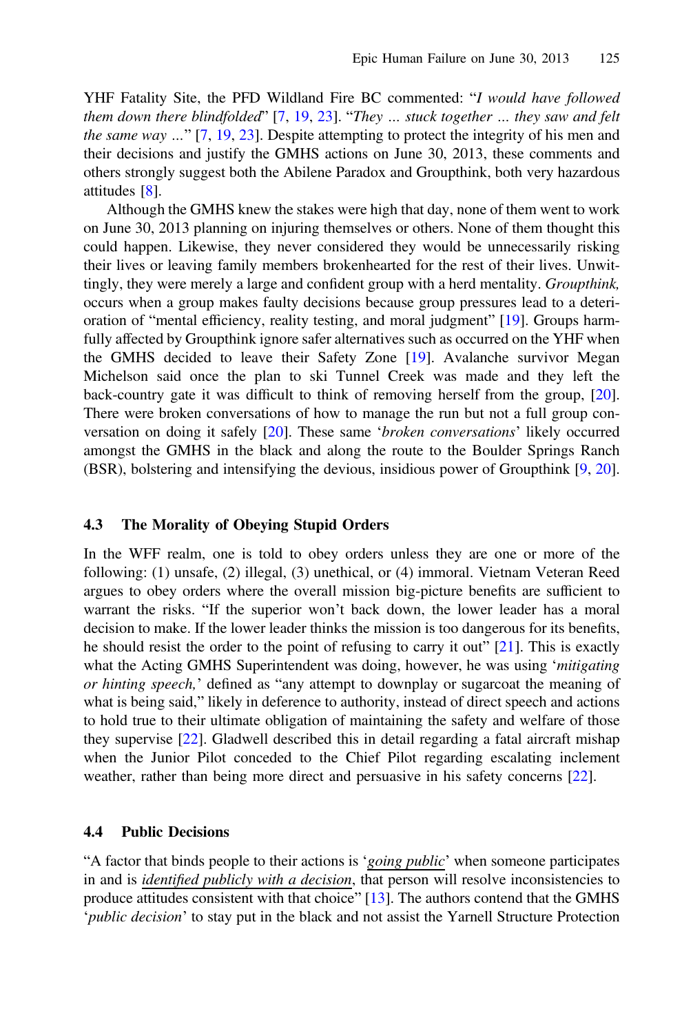YHF Fatality Site, the PFD Wildland Fire BC commented: "*I would have followed them down there blindfolded*" [7, 19, 23]. "*They … stuck together … they saw and felt the same way …*" [7, 19, 23]. Despite attempting to protect the integrity of his men and their decisions and justify the GMHS actions on June 30, 2013, these comments and others strongly suggest both the Abilene Paradox and Groupthink, both very hazardous attitudes [8].

Although the GMHS knew the stakes were high that day, none of them went to work on June 30, 2013 planning on injuring themselves or others. None of them thought this could happen. Likewise, they never considered they would be unnecessarily risking their lives or leaving family members brokenhearted for the rest of their lives. Unwittingly, they were merely a large and confident group with a herd mentality. *Groupthink,* occurs when a group makes faulty decisions because group pressures lead to a deterioration of "mental efficiency, reality testing, and moral judgment" [19]. Groups harmfully affected by Groupthink ignore safer alternatives such as occurred on the YHF when the GMHS decided to leave their Safety Zone [19]. Avalanche survivor Megan Michelson said once the plan to ski Tunnel Creek was made and they left the back-country gate it was difficult to think of removing herself from the group, [20]. There were broken conversations of how to manage the run but not a full group conversation on doing it safely [20]. These same '*broken conversations*' likely occurred amongst the GMHS in the black and along the route to the Boulder Springs Ranch (BSR), bolstering and intensifying the devious, insidious power of Groupthink [9, 20].

## 4.3 The Morality of Obeying Stupid Orders

In the WFF realm, one is told to obey orders unless they are one or more of the following: (1) unsafe, (2) illegal, (3) unethical, or (4) immoral. Vietnam Veteran Reed argues to obey orders where the overall mission big-picture benefits are sufficient to warrant the risks. "If the superior won't back down, the lower leader has a moral decision to make. If the lower leader thinks the mission is too dangerous for its benefits, he should resist the order to the point of refusing to carry it out" [21]. This is exactly what the Acting GMHS Superintendent was doing, however, he was using '*mitigating or hinting speech,*' defined as "any attempt to downplay or sugarcoat the meaning of what is being said," likely in deference to authority, instead of direct speech and actions to hold true to their ultimate obligation of maintaining the safety and welfare of those they supervise [22]. Gladwell described this in detail regarding a fatal aircraft mishap when the Junior Pilot conceded to the Chief Pilot regarding escalating inclement weather, rather than being more direct and persuasive in his safety concerns [22].

## 4.4 Public Decisions

"A factor that binds people to their actions is '*going public*' when someone participates in and is *identified publicly with a decision*, that person will resolve inconsistencies to produce attitudes consistent with that choice" [13]. The authors contend that the GMHS '*public decision*' to stay put in the black and not assist the Yarnell Structure Protection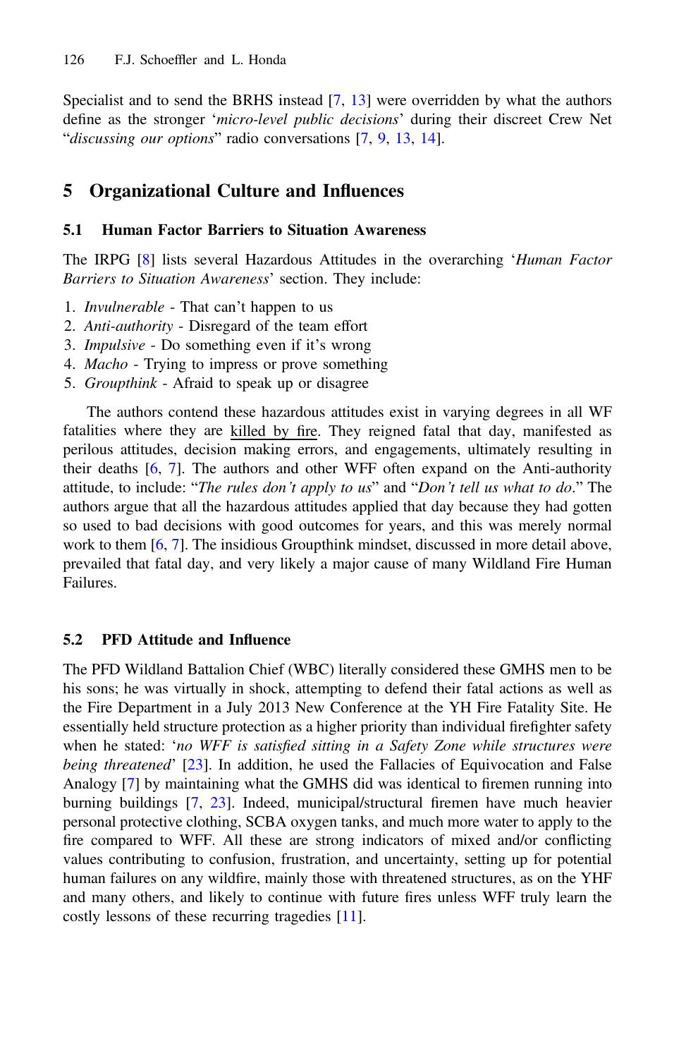Specialist and to send the BRHS instead [7, 13] were overridden by what the authors define as the stronger '*micro-level public decisions*' during their discreet Crew Net "*discussing our options*" radio conversations [7, 9, 13, 14].

## 5 Organizational Culture and Influences

### 5.1 Human Factor Barriers to Situation Awareness

The IRPG [8] lists several Hazardous Attitudes in the overarching '*Human Factor Barriers to Situation Awareness*' section. They include:

1. *Invulnerable* - That can't happen to us
2. *Anti-authority* - Disregard of the team effort
3. *Impulsive* - Do something even if it's wrong
4. *Macho* - Trying to impress or prove something
5. *Groupthink* - Afraid to speak up or disagree

The authors contend these hazardous attitudes exist in varying degrees in all WF fatalities where they are <u>killed by fire</u>. They reigned fatal that day, manifested as perilous attitudes, decision making errors, and engagements, ultimately resulting in their deaths [6, 7]. The authors and other WFF often expand on the Anti-authority attitude, to include: "*The rules don't apply to us*" and "*Don't tell us what to do*." The authors argue that all the hazardous attitudes applied that day because they had gotten so used to bad decisions with good outcomes for years, and this was merely normal work to them [6, 7]. The insidious Groupthink mindset, discussed in more detail above, prevailed that fatal day, and very likely a major cause of many Wildland Fire Human Failures.

### 5.2 PFD Attitude and Influence

The PFD Wildland Battalion Chief (WBC) literally considered these GMHS men to be his sons; he was virtually in shock, attempting to defend their fatal actions as well as the Fire Department in a July 2013 New Conference at the YH Fire Fatality Site. He essentially held structure protection as a higher priority than individual firefighter safety when he stated: '*no WFF is satisfied sitting in a Safety Zone while structures were being threatened*' [23]. In addition, he used the Fallacies of Equivocation and False Analogy [7] by maintaining what the GMHS did was identical to firemen running into burning buildings [7, 23]. Indeed, municipal/structural firemen have much heavier personal protective clothing, SCBA oxygen tanks, and much more water to apply to the fire compared to WFF. All these are strong indicators of mixed and/or conflicting values contributing to confusion, frustration, and uncertainty, setting up for potential human failures on any wildfire, mainly those with threatened structures, as on the YHF and many others, and likely to continue with future fires unless WFF truly learn the costly lessons of these recurring tragedies [11].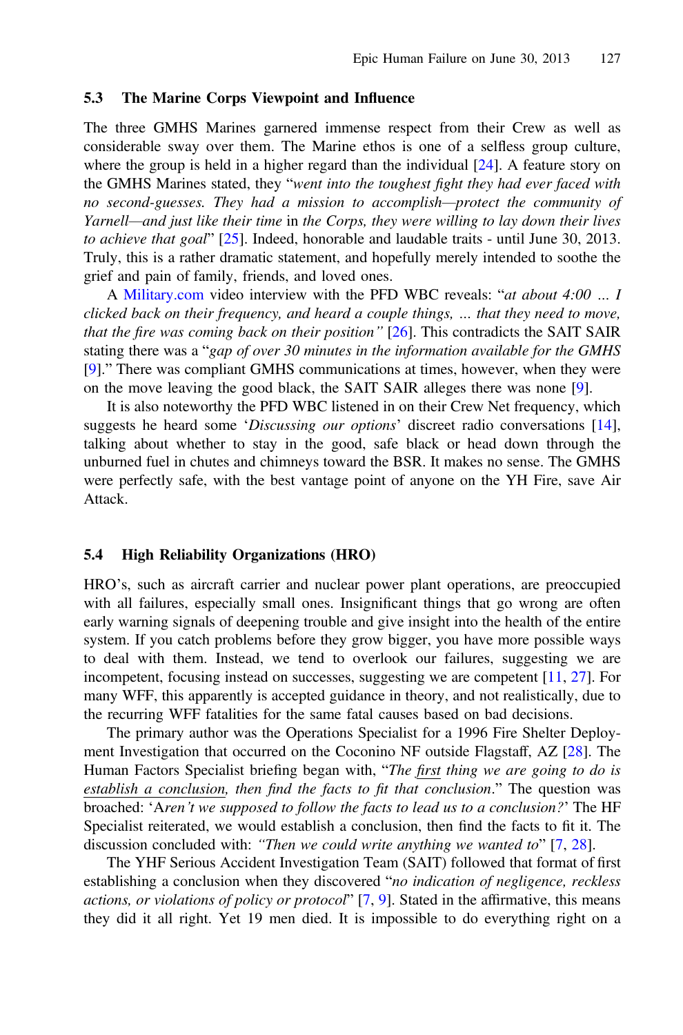## 5.3 The Marine Corps Viewpoint and Influence

The three GMHS Marines garnered immense respect from their Crew as well as considerable sway over them. The Marine ethos is one of a selfless group culture, where the group is held in a higher regard than the individual [24]. A feature story on the GMHS Marines stated, they "*went into the toughest fight they had ever faced with no second-guesses. They had a mission to accomplish—protect the community of Yarnell—and just like their time* in *the Corps, they were willing to lay down their lives to achieve that goal*" [25]. Indeed, honorable and laudable traits - until June 30, 2013. Truly, this is a rather dramatic statement, and hopefully merely intended to soothe the grief and pain of family, friends, and loved ones.

A Military.com video interview with the PFD WBC reveals: "*at about 4:00 ... I clicked back on their frequency, and heard a couple things, ... that they need to move, that the fire was coming back on their position"* [26]. This contradicts the SAIT SAIR stating there was a "*gap of over 30 minutes in the information available for the GMHS* [9]." There was compliant GMHS communications at times, however, when they were on the move leaving the good black, the SAIT SAIR alleges there was none [9].

It is also noteworthy the PFD WBC listened in on their Crew Net frequency, which suggests he heard some '*Discussing our options*' discreet radio conversations [14], talking about whether to stay in the good, safe black or head down through the unburned fuel in chutes and chimneys toward the BSR. It makes no sense. The GMHS were perfectly safe, with the best vantage point of anyone on the YH Fire, save Air Attack.

## 5.4 High Reliability Organizations (HRO)

HRO's, such as aircraft carrier and nuclear power plant operations, are preoccupied with all failures, especially small ones. Insignificant things that go wrong are often early warning signals of deepening trouble and give insight into the health of the entire system. If you catch problems before they grow bigger, you have more possible ways to deal with them. Instead, we tend to overlook our failures, suggesting we are incompetent, focusing instead on successes, suggesting we are competent [11, 27]. For many WFF, this apparently is accepted guidance in theory, and not realistically, due to the recurring WFF fatalities for the same fatal causes based on bad decisions.

The primary author was the Operations Specialist for a 1996 Fire Shelter Deployment Investigation that occurred on the Coconino NF outside Flagstaff, AZ [28]. The Human Factors Specialist briefing began with, "*The first thing we are going to do is establish a conclusion, then find the facts to fit that conclusion*." The question was broached: 'A*ren't we supposed to follow the facts to lead us to a conclusion?*' The HF Specialist reiterated, we would establish a conclusion, then find the facts to fit it. The discussion concluded with: *"Then we could write anything we wanted to*" [7, 28].

The YHF Serious Accident Investigation Team (SAIT) followed that format of first establishing a conclusion when they discovered "*no indication of negligence, reckless actions, or violations of policy or protocol*" [7, 9]. Stated in the affirmative, this means they did it all right. Yet 19 men died. It is impossible to do everything right on a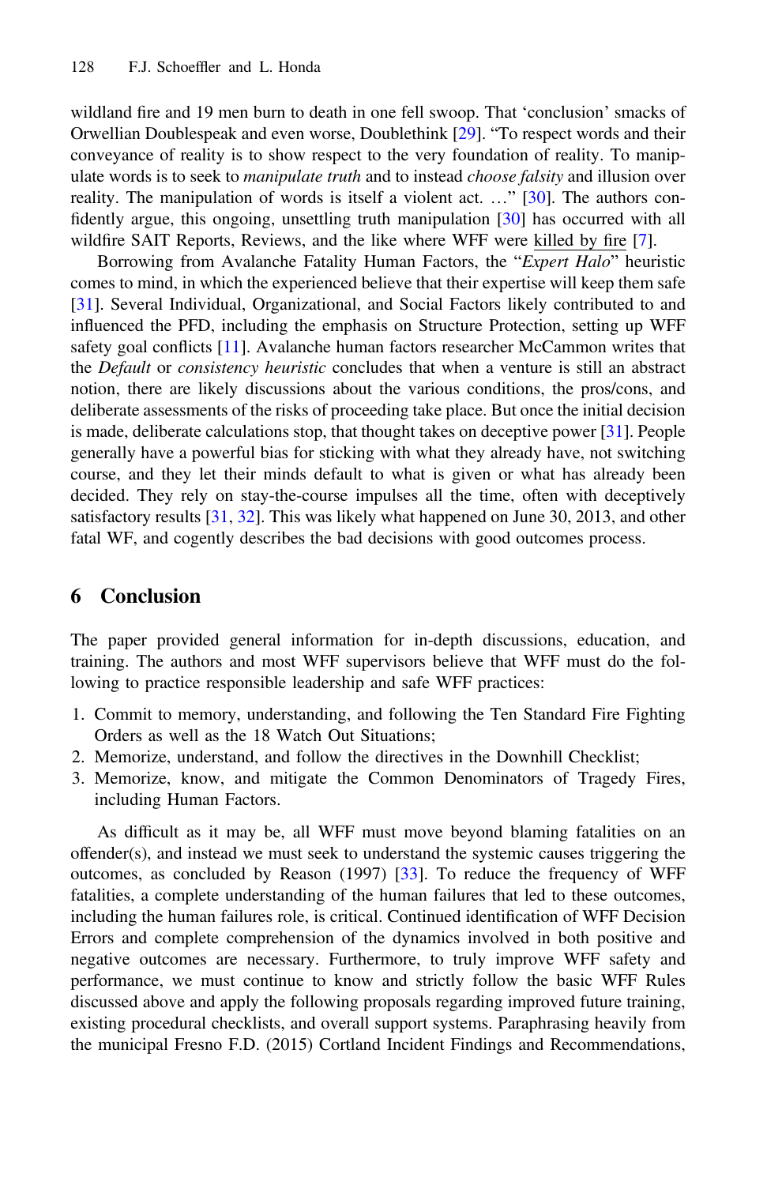wildland fire and 19 men burn to death in one fell swoop. That 'conclusion' smacks of Orwellian Doublespeak and even worse, Doublethink [29]. "To respect words and their conveyance of reality is to show respect to the very foundation of reality. To manipulate words is to seek to *manipulate truth* and to instead *choose falsity* and illusion over reality. The manipulation of words is itself a violent act. …" [30]. The authors confidently argue, this ongoing, unsettling truth manipulation [30] has occurred with all wildfire SAIT Reports, Reviews, and the like where WFF were killed by fire [7].

Borrowing from Avalanche Fatality Human Factors, the "*Expert Halo*" heuristic comes to mind, in which the experienced believe that their expertise will keep them safe [31]. Several Individual, Organizational, and Social Factors likely contributed to and influenced the PFD, including the emphasis on Structure Protection, setting up WFF safety goal conflicts [11]. Avalanche human factors researcher McCammon writes that the *Default* or *consistency heuristic* concludes that when a venture is still an abstract notion, there are likely discussions about the various conditions, the pros/cons, and deliberate assessments of the risks of proceeding take place. But once the initial decision is made, deliberate calculations stop, that thought takes on deceptive power [31]. People generally have a powerful bias for sticking with what they already have, not switching course, and they let their minds default to what is given or what has already been decided. They rely on stay-the-course impulses all the time, often with deceptively satisfactory results [31, 32]. This was likely what happened on June 30, 2013, and other fatal WF, and cogently describes the bad decisions with good outcomes process.

## 6 Conclusion

The paper provided general information for in-depth discussions, education, and training. The authors and most WFF supervisors believe that WFF must do the following to practice responsible leadership and safe WFF practices:

1. Commit to memory, understanding, and following the Ten Standard Fire Fighting Orders as well as the 18 Watch Out Situations;
2. Memorize, understand, and follow the directives in the Downhill Checklist;
3. Memorize, know, and mitigate the Common Denominators of Tragedy Fires, including Human Factors.

As difficult as it may be, all WFF must move beyond blaming fatalities on an offender(s), and instead we must seek to understand the systemic causes triggering the outcomes, as concluded by Reason (1997) [33]. To reduce the frequency of WFF fatalities, a complete understanding of the human failures that led to these outcomes, including the human failures role, is critical. Continued identification of WFF Decision Errors and complete comprehension of the dynamics involved in both positive and negative outcomes are necessary. Furthermore, to truly improve WFF safety and performance, we must continue to know and strictly follow the basic WFF Rules discussed above and apply the following proposals regarding improved future training, existing procedural checklists, and overall support systems. Paraphrasing heavily from the municipal Fresno F.D. (2015) Cortland Incident Findings and Recommendations,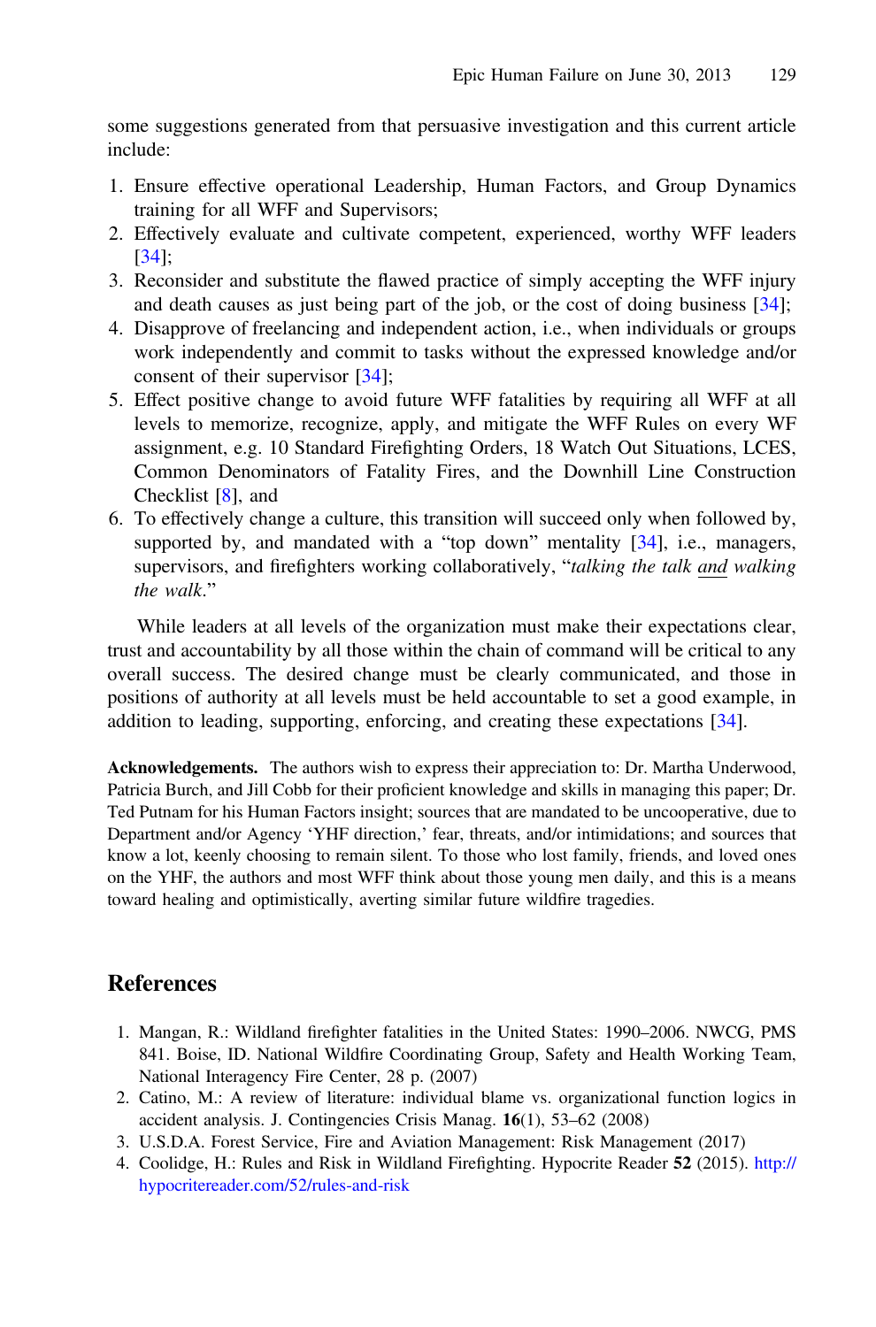some suggestions generated from that persuasive investigation and this current article include:

1. Ensure effective operational Leadership, Human Factors, and Group Dynamics training for all WFF and Supervisors;
2. Effectively evaluate and cultivate competent, experienced, worthy WFF leaders [34];
3. Reconsider and substitute the flawed practice of simply accepting the WFF injury and death causes as just being part of the job, or the cost of doing business [34];
4. Disapprove of freelancing and independent action, i.e., when individuals or groups work independently and commit to tasks without the expressed knowledge and/or consent of their supervisor [34];
5. Effect positive change to avoid future WFF fatalities by requiring all WFF at all levels to memorize, recognize, apply, and mitigate the WFF Rules on every WF assignment, e.g. 10 Standard Firefighting Orders, 18 Watch Out Situations, LCES, Common Denominators of Fatality Fires, and the Downhill Line Construction Checklist [8], and
6. To effectively change a culture, this transition will succeed only when followed by, supported by, and mandated with a "top down" mentality [34], i.e., managers, supervisors, and firefighters working collaboratively, "*talking the talk and walking the walk*."

While leaders at all levels of the organization must make their expectations clear, trust and accountability by all those within the chain of command will be critical to any overall success. The desired change must be clearly communicated, and those in positions of authority at all levels must be held accountable to set a good example, in addition to leading, supporting, enforcing, and creating these expectations [34].

**Acknowledgements.** The authors wish to express their appreciation to: Dr. Martha Underwood, Patricia Burch, and Jill Cobb for their proficient knowledge and skills in managing this paper; Dr. Ted Putnam for his Human Factors insight; sources that are mandated to be uncooperative, due to Department and/or Agency 'YHF direction,' fear, threats, and/or intimidations; and sources that know a lot, keenly choosing to remain silent. To those who lost family, friends, and loved ones on the YHF, the authors and most WFF think about those young men daily, and this is a means toward healing and optimistically, averting similar future wildfire tragedies.

## References

1. Mangan, R.: Wildland firefighter fatalities in the United States: 1990–2006. NWCG, PMS 841. Boise, ID. National Wildfire Coordinating Group, Safety and Health Working Team, National Interagency Fire Center, 28 p. (2007)
2. Catino, M.: A review of literature: individual blame vs. organizational function logics in accident analysis. J. Contingencies Crisis Manag. **16**(1), 53–62 (2008)
3. U.S.D.A. Forest Service, Fire and Aviation Management: Risk Management (2017)
4. Coolidge, H.: Rules and Risk in Wildland Firefighting. Hypocrite Reader **52** (2015). http://hypocritereader.com/52/rules-and-risk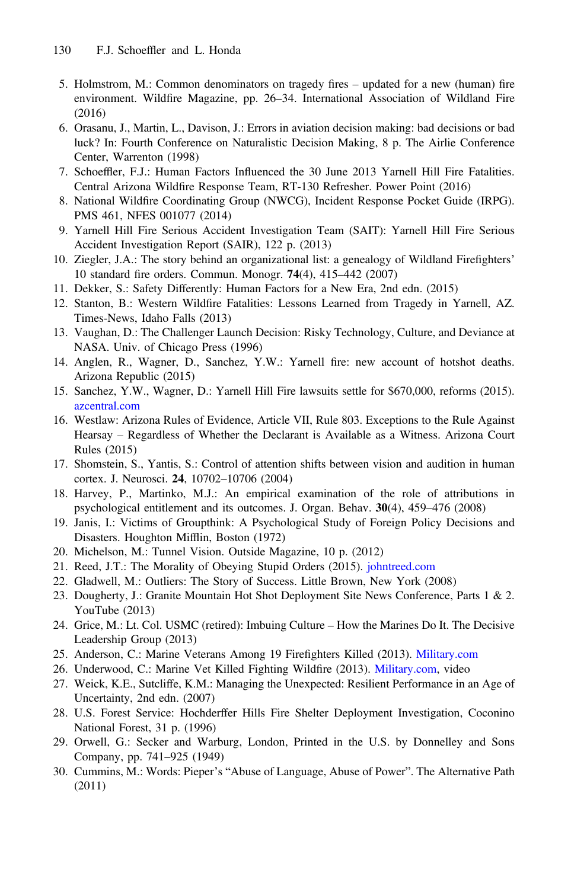5. Holmstrom, M.: Common denominators on tragedy fires – updated for a new (human) fire environment. Wildfire Magazine, pp. 26–34. International Association of Wildland Fire (2016)
6. Orasanu, J., Martin, L., Davison, J.: Errors in aviation decision making: bad decisions or bad luck? In: Fourth Conference on Naturalistic Decision Making, 8 p. The Airlie Conference Center, Warrenton (1998)
7. Schoeffler, F.J.: Human Factors Influenced the 30 June 2013 Yarnell Hill Fire Fatalities. Central Arizona Wildfire Response Team, RT-130 Refresher. Power Point (2016)
8. National Wildfire Coordinating Group (NWCG), Incident Response Pocket Guide (IRPG). PMS 461, NFES 001077 (2014)
9. Yarnell Hill Fire Serious Accident Investigation Team (SAIT): Yarnell Hill Fire Serious Accident Investigation Report (SAIR), 122 p. (2013)
10. Ziegler, J.A.: The story behind an organizational list: a genealogy of Wildland Firefighters' 10 standard fire orders. Commun. Monogr. **74**(4), 415–442 (2007)
11. Dekker, S.: Safety Differently: Human Factors for a New Era, 2nd edn. (2015)
12. Stanton, B.: Western Wildfire Fatalities: Lessons Learned from Tragedy in Yarnell, AZ. Times-News, Idaho Falls (2013)
13. Vaughan, D.: The Challenger Launch Decision: Risky Technology, Culture, and Deviance at NASA. Univ. of Chicago Press (1996)
14. Anglen, R., Wagner, D., Sanchez, Y.W.: Yarnell fire: new account of hotshot deaths. Arizona Republic (2015)
15. Sanchez, Y.W., Wagner, D.: Yarnell Hill Fire lawsuits settle for $670,000, reforms (2015). azcentral.com
16. Westlaw: Arizona Rules of Evidence, Article VII, Rule 803. Exceptions to the Rule Against Hearsay – Regardless of Whether the Declarant is Available as a Witness. Arizona Court Rules (2015)
17. Shomstein, S., Yantis, S.: Control of attention shifts between vision and audition in human cortex. J. Neurosci. **24**, 10702–10706 (2004)
18. Harvey, P., Martinko, M.J.: An empirical examination of the role of attributions in psychological entitlement and its outcomes. J. Organ. Behav. **30**(4), 459–476 (2008)
19. Janis, I.: Victims of Groupthink: A Psychological Study of Foreign Policy Decisions and Disasters. Houghton Mifflin, Boston (1972)
20. Michelson, M.: Tunnel Vision. Outside Magazine, 10 p. (2012)
21. Reed, J.T.: The Morality of Obeying Stupid Orders (2015). johntreed.com
22. Gladwell, M.: Outliers: The Story of Success. Little Brown, New York (2008)
23. Dougherty, J.: Granite Mountain Hot Shot Deployment Site News Conference, Parts 1 & 2. YouTube (2013)
24. Grice, M.: Lt. Col. USMC (retired): Imbuing Culture – How the Marines Do It. The Decisive Leadership Group (2013)
25. Anderson, C.: Marine Veterans Among 19 Firefighters Killed (2013). Military.com
26. Underwood, C.: Marine Vet Killed Fighting Wildfire (2013). Military.com, video
27. Weick, K.E., Sutcliffe, K.M.: Managing the Unexpected: Resilient Performance in an Age of Uncertainty, 2nd edn. (2007)
28. U.S. Forest Service: Hochderffer Hills Fire Shelter Deployment Investigation, Coconino National Forest, 31 p. (1996)
29. Orwell, G.: Secker and Warburg, London, Printed in the U.S. by Donnelley and Sons Company, pp. 741–925 (1949)
30. Cummins, M.: Words: Pieper's "Abuse of Language, Abuse of Power". The Alternative Path (2011)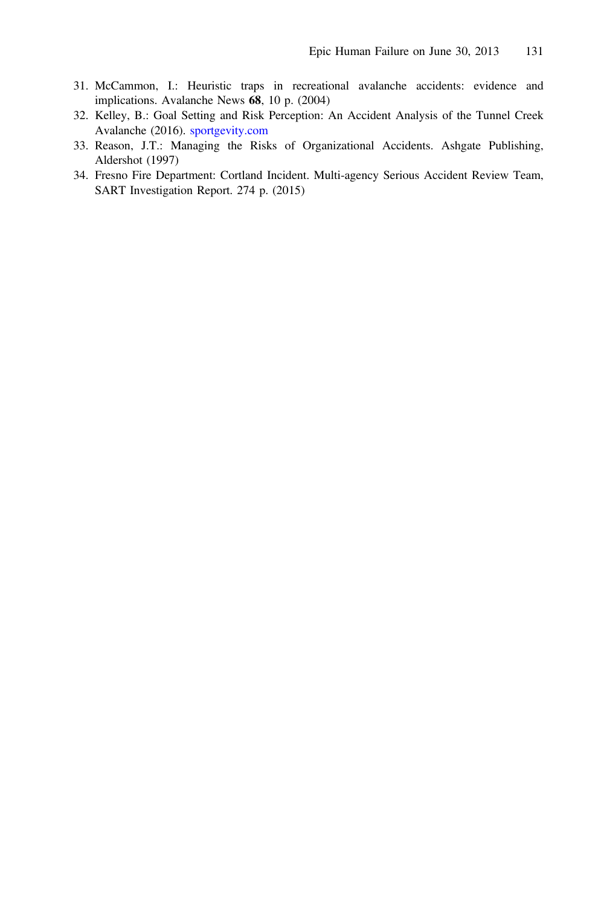31. McCammon, I.: Heuristic traps in recreational avalanche accidents: evidence and implications. Avalanche News **68**, 10 p. (2004)
32. Kelley, B.: Goal Setting and Risk Perception: An Accident Analysis of the Tunnel Creek Avalanche (2016). sportgevity.com
33. Reason, J.T.: Managing the Risks of Organizational Accidents. Ashgate Publishing, Aldershot (1997)
34. Fresno Fire Department: Cortland Incident. Multi-agency Serious Accident Review Team, SART Investigation Report. 274 p. (2015)